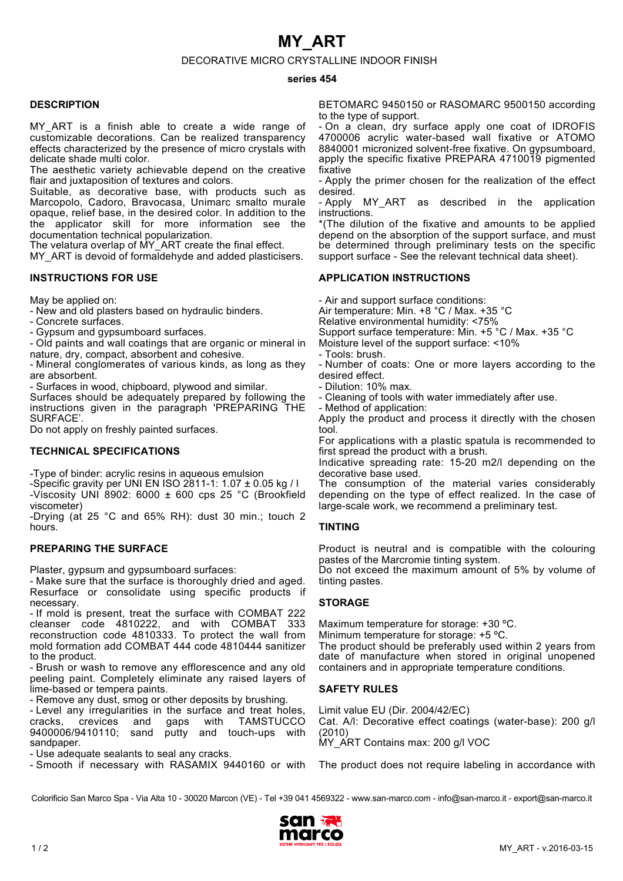# MY_ART

DECORATIVE MICRO CRYSTALLINE INDOOR FINISH

**series 454**

## DESCRIPTION

MY_ART is a finish able to create a wide range of customizable decorations. Can be realized transparency effects characterized by the presence of micro crystals with delicate shade multi color.

The aesthetic variety achievable depend on the creative flair and juxtaposition of textures and colors.

Suitable, as decorative base, with products such as Marcopolo, Cadoro, Bravocasa, Unimarc smalto murale opaque, relief base, in the desired color. In addition to the the applicator skill for more information see the documentation technical popularization.

The velatura overlap of MY_ART create the final effect.

MY_ART is devoid of formaldehyde and added plasticisers.

## INSTRUCTIONS FOR USE

May be applied on:

- New and old plasters based on hydraulic binders.
- Concrete surfaces.
- Gypsum and gypsumboard surfaces.
- Old paints and wall coatings that are organic or mineral in nature, dry, compact, absorbent and cohesive.
- Mineral conglomerates of various kinds, as long as they are absorbent.
- Surfaces in wood, chipboard, plywood and similar.

Surfaces should be adequately prepared by following the instructions given in the paragraph 'PREPARING THE SURFACE'.

Do not apply on freshly painted surfaces.

## TECHNICAL SPECIFICATIONS

- Type of binder: acrylic resins in aqueous emulsion
- Specific gravity per UNI EN ISO 2811-1: 1.07 ± 0.05 kg / l
- Viscosity UNI 8902: 6000 ± 600 cps 25 °C (Brookfield viscometer)
- Drying (at 25 °C and 65% RH): dust 30 min.; touch 2 hours.

## PREPARING THE SURFACE

Plaster, gypsum and gypsumboard surfaces:

- Make sure that the surface is thoroughly dried and aged. Resurface or consolidate using specific products if necessary.
- If mold is present, treat the surface with COMBAT 222 cleanser code 4810222, and with COMBAT 333 reconstruction code 4810333. To protect the wall from mold formation add COMBAT 444 code 4810444 sanitizer to the product.
- Brush or wash to remove any efflorescence and any old peeling paint. Completely eliminate any raised layers of lime-based or tempera paints.
- Remove any dust, smog or other deposits by brushing.
- Level any irregularities in the surface and treat holes, cracks, crevices and gaps with TAMSTUCCO 9400006/9410110; sand putty and touch-ups with sandpaper.
- Use adequate sealants to seal any cracks.
- Smooth if necessary with RASAMIX 9440160 or with BETOMARC 9450150 or RASOMARC 9500150 according to the type of support.
- On a clean, dry surface apply one coat of IDROFIS 4700006 acrylic water-based wall fixative or ATOMO 8840001 micronized solvent-free fixative. On gypsumboard, apply the specific fixative PREPARA 4710019 pigmented fixative
- Apply the primer chosen for the realization of the effect desired.
- Apply MY_ART as described in the application instructions.

*(The dilution of the fixative and amounts to be applied depend on the absorption of the support surface, and must be determined through preliminary tests on the specific support surface - See the relevant technical data sheet).

## APPLICATION INSTRUCTIONS

- Air and support surface conditions:

Air temperature: Min. +8 °C / Max. +35 °C

Relative environmental humidity: <75%

Support surface temperature: Min. +5 °C / Max. +35 °C

Moisture level of the support surface: <10%

- Tools: brush.
- Number of coats: One or more layers according to the desired effect.
- Dilution: 10% max.
- Cleaning of tools with water immediately after use.
- Method of application:

Apply the product and process it directly with the chosen tool.

For applications with a plastic spatula is recommended to first spread the product with a brush.

Indicative spreading rate: 15-20 m2/l depending on the decorative base used.

The consumption of the material varies considerably depending on the type of effect realized. In the case of large-scale work, we recommend a preliminary test.

## TINTING

Product is neutral and is compatible with the colouring pastes of the Marcromie tinting system.

Do not exceed the maximum amount of 5% by volume of tinting pastes.

## STORAGE

Maximum temperature for storage: +30 ºC.

Minimum temperature for storage: +5 ºC.

The product should be preferably used within 2 years from date of manufacture when stored in original unopened containers and in appropriate temperature conditions.

## SAFETY RULES

Limit value EU (Dir. 2004/42/EC)

Cat. A/l: Decorative effect coatings (water-base): 200 g/l (2010)

MY_ART Contains max: 200 g/l VOC

The product does not require labeling in accordance with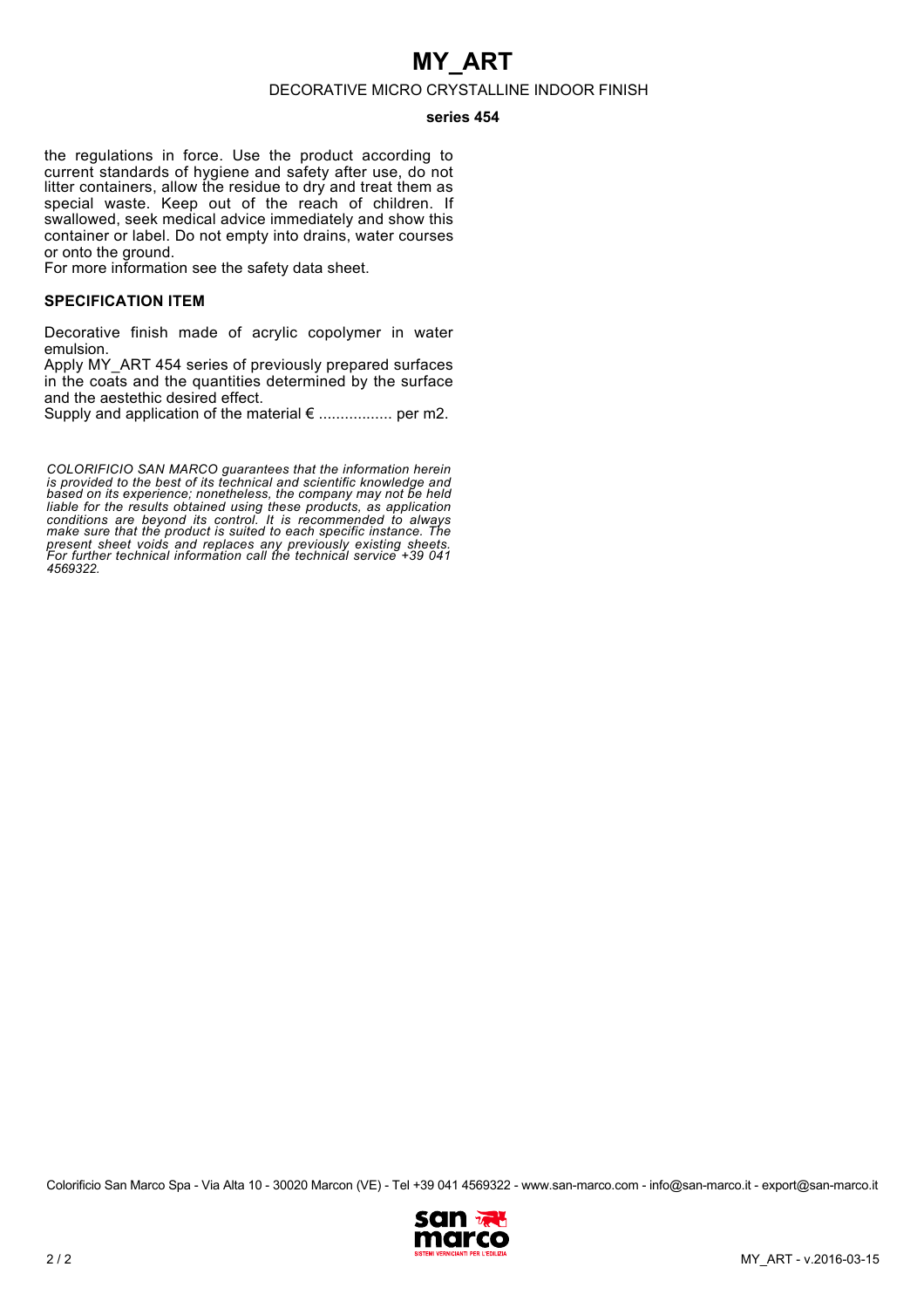the regulations in force. Use the product according to current standards of hygiene and safety after use, do not litter containers, allow the residue to dry and treat them as special waste. Keep out of the reach of children. If swallowed, seek medical advice immediately and show this container or label. Do not empty into drains, water courses or onto the ground.
For more information see the safety data sheet.

### SPECIFICATION ITEM

Decorative finish made of acrylic copolymer in water emulsion.
Apply MY_ART 454 series of previously prepared surfaces in the coats and the quantities determined by the surface and the aestethic desired effect.
Supply and application of the material € ................. per m2.

*COLORIFICIO SAN MARCO guarantees that the information herein is provided to the best of its technical and scientific knowledge and based on its experience; nonetheless, the company may not be held liable for the results obtained using these products, as application conditions are beyond its control. It is recommended to always make sure that the product is suited to each specific instance. The present sheet voids and replaces any previously existing sheets. For further technical information call the technical service +39 041 4569322.*